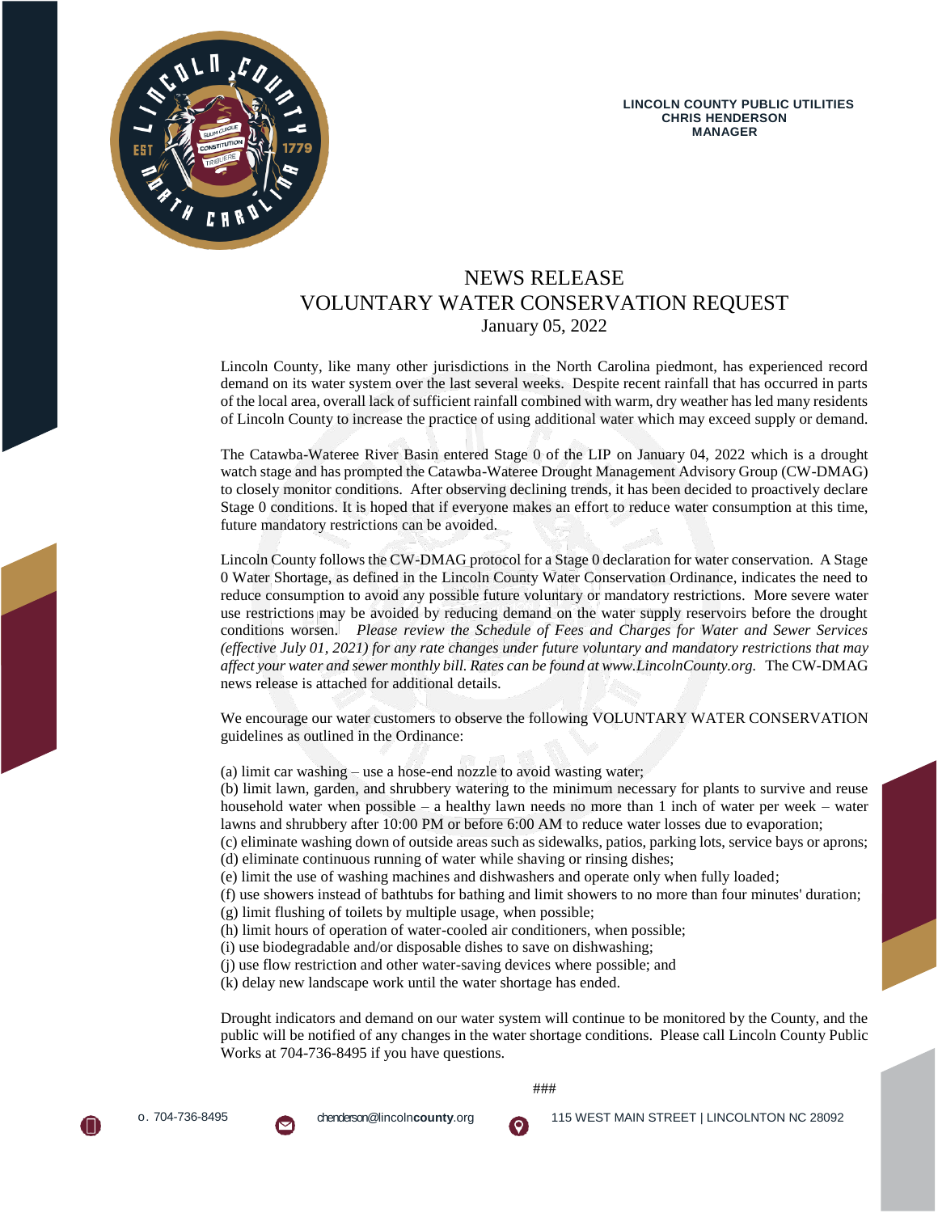LINCOLN COUNTY PUBLIC UTILITIES
CHRIS HENDERSON
MANAGER

# NEWS RELEASE
# VOLUNTARY WATER CONSERVATION REQUEST

January 05, 2022

Lincoln County, like many other jurisdictions in the North Carolina piedmont, has experienced record demand on its water system over the last several weeks. Despite recent rainfall that has occurred in parts of the local area, overall lack of sufficient rainfall combined with warm, dry weather has led many residents of Lincoln County to increase the practice of using additional water which may exceed supply or demand.

The Catawba-Wateree River Basin entered Stage 0 of the LIP on January 04, 2022 which is a drought watch stage and has prompted the Catawba-Wateree Drought Management Advisory Group (CW-DMAG) to closely monitor conditions. After observing declining trends, it has been decided to proactively declare Stage 0 conditions. It is hoped that if everyone makes an effort to reduce water consumption at this time, future mandatory restrictions can be avoided.

Lincoln County follows the CW-DMAG protocol for a Stage 0 declaration for water conservation. A Stage 0 Water Shortage, as defined in the Lincoln County Water Conservation Ordinance, indicates the need to reduce consumption to avoid any possible future voluntary or mandatory restrictions. More severe water use restrictions may be avoided by reducing demand on the water supply reservoirs before the drought conditions worsen. *Please review the Schedule of Fees and Charges for Water and Sewer Services (effective July 01, 2021) for any rate changes under future voluntary and mandatory restrictions that may affect your water and sewer monthly bill. Rates can be found at www.LincolnCounty.org.* The CW-DMAG news release is attached for additional details.

We encourage our water customers to observe the following VOLUNTARY WATER CONSERVATION guidelines as outlined in the Ordinance:

(a) limit car washing – use a hose-end nozzle to avoid wasting water;
(b) limit lawn, garden, and shrubbery watering to the minimum necessary for plants to survive and reuse household water when possible – a healthy lawn needs no more than 1 inch of water per week – water lawns and shrubbery after 10:00 PM or before 6:00 AM to reduce water losses due to evaporation;
(c) eliminate washing down of outside areas such as sidewalks, patios, parking lots, service bays or aprons;
(d) eliminate continuous running of water while shaving or rinsing dishes;
(e) limit the use of washing machines and dishwashers and operate only when fully loaded;
(f) use showers instead of bathtubs for bathing and limit showers to no more than four minutes' duration;
(g) limit flushing of toilets by multiple usage, when possible;
(h) limit hours of operation of water-cooled air conditioners, when possible;
(i) use biodegradable and/or disposable dishes to save on dishwashing;
(j) use flow restriction and other water-saving devices where possible; and
(k) delay new landscape work until the water shortage has ended.

Drought indicators and demand on our water system will continue to be monitored by the County, and the public will be notified of any changes in the water shortage conditions. Please call Lincoln County Public Works at 704-736-8495 if you have questions.

###

O. 704-736-8495 | chenderson@lincolncounty.org | 115 WEST MAIN STREET | LINCOLNTON NC 28092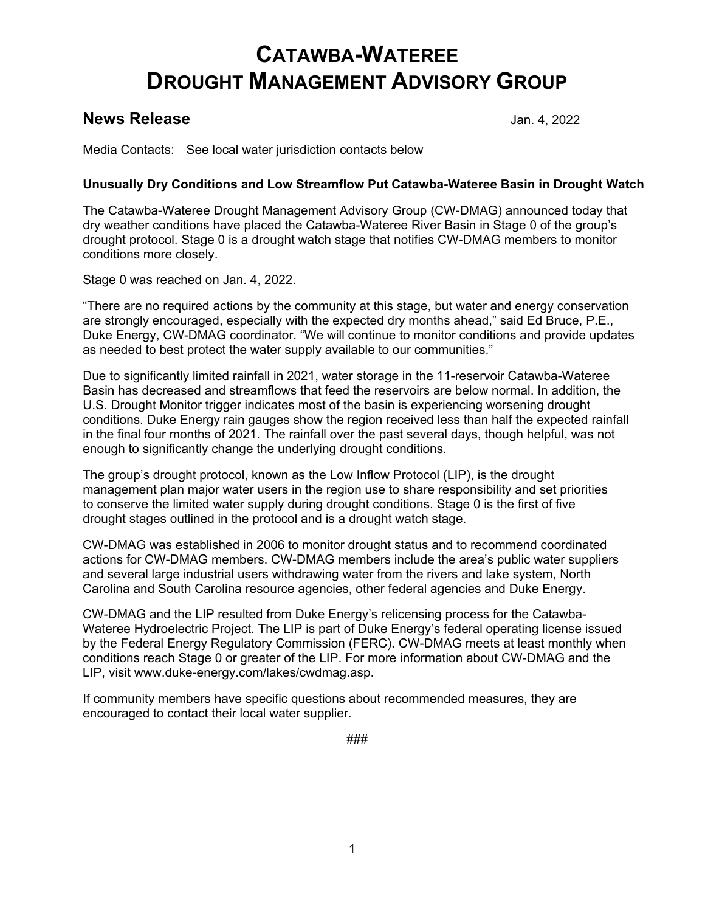# CATAWBA-WATEREE DROUGHT MANAGEMENT ADVISORY GROUP

**News Release** Jan. 4, 2022

Media Contacts: See local water jurisdiction contacts below

**Unusually Dry Conditions and Low Streamflow Put Catawba-Wateree Basin in Drought Watch**

The Catawba-Wateree Drought Management Advisory Group (CW-DMAG) announced today that dry weather conditions have placed the Catawba-Wateree River Basin in Stage 0 of the group's drought protocol. Stage 0 is a drought watch stage that notifies CW-DMAG members to monitor conditions more closely.

Stage 0 was reached on Jan. 4, 2022.

"There are no required actions by the community at this stage, but water and energy conservation are strongly encouraged, especially with the expected dry months ahead," said Ed Bruce, P.E., Duke Energy, CW-DMAG coordinator. "We will continue to monitor conditions and provide updates as needed to best protect the water supply available to our communities."

Due to significantly limited rainfall in 2021, water storage in the 11-reservoir Catawba-Wateree Basin has decreased and streamflows that feed the reservoirs are below normal. In addition, the U.S. Drought Monitor trigger indicates most of the basin is experiencing worsening drought conditions. Duke Energy rain gauges show the region received less than half the expected rainfall in the final four months of 2021. The rainfall over the past several days, though helpful, was not enough to significantly change the underlying drought conditions.

The group's drought protocol, known as the Low Inflow Protocol (LIP), is the drought management plan major water users in the region use to share responsibility and set priorities to conserve the limited water supply during drought conditions. Stage 0 is the first of five drought stages outlined in the protocol and is a drought watch stage.

CW-DMAG was established in 2006 to monitor drought status and to recommend coordinated actions for CW-DMAG members. CW-DMAG members include the area's public water suppliers and several large industrial users withdrawing water from the rivers and lake system, North Carolina and South Carolina resource agencies, other federal agencies and Duke Energy.

CW-DMAG and the LIP resulted from Duke Energy's relicensing process for the Catawba-Wateree Hydroelectric Project. The LIP is part of Duke Energy's federal operating license issued by the Federal Energy Regulatory Commission (FERC). CW-DMAG meets at least monthly when conditions reach Stage 0 or greater of the LIP. For more information about CW-DMAG and the LIP, visit www.duke-energy.com/lakes/cwdmag.asp.

If community members have specific questions about recommended measures, they are encouraged to contact their local water supplier.

###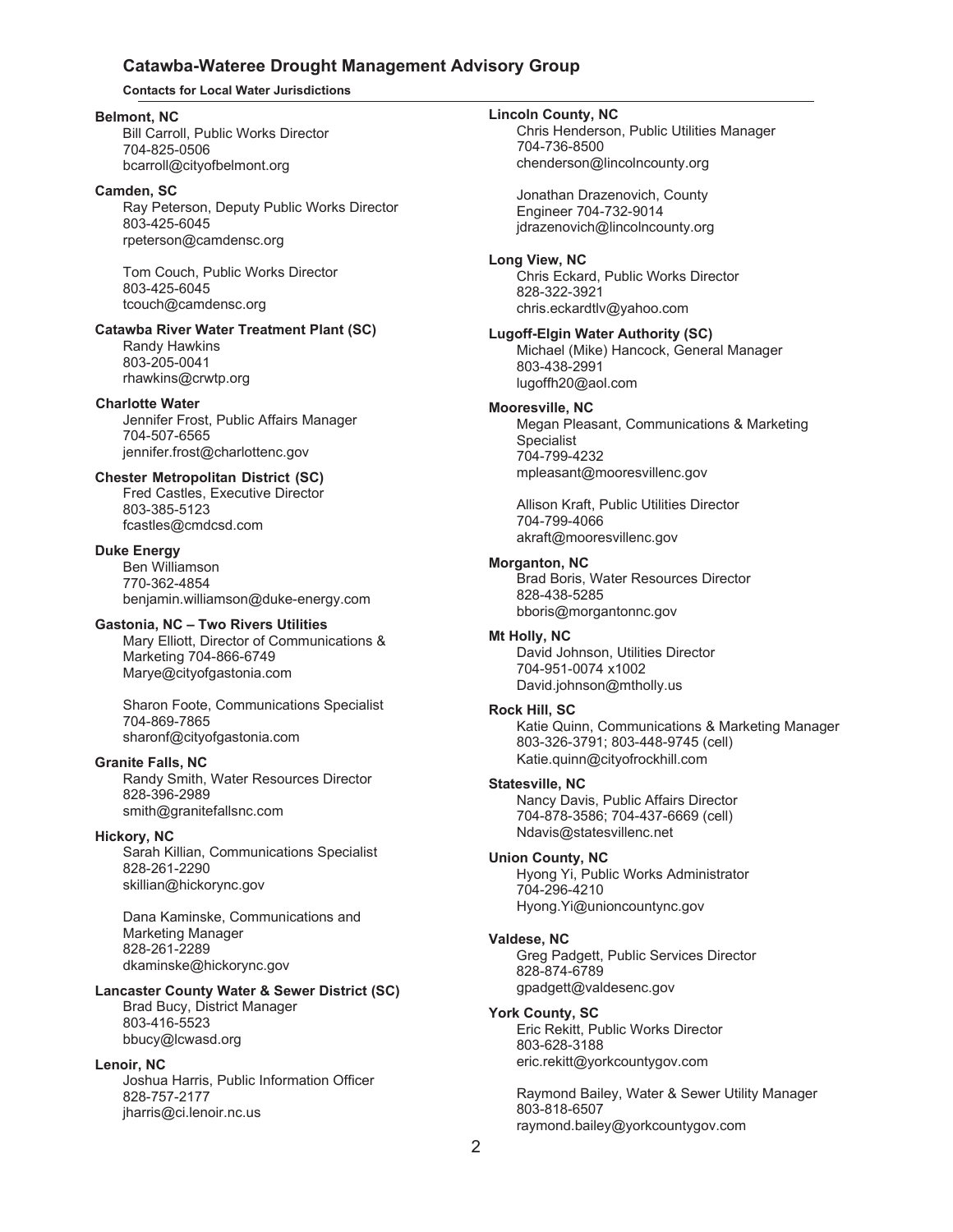## Catawba-Wateree Drought Management Advisory Group

**Contacts for Local Water Jurisdictions**

**Belmont, NC**
Bill Carroll, Public Works Director
704-825-0506
bcarroll@cityofbelmont.org

**Camden, SC**
Ray Peterson, Deputy Public Works Director
803-425-6045
rpeterson@camdensc.org

Tom Couch, Public Works Director
803-425-6045
tcouch@camdensc.org

**Catawba River Water Treatment Plant (SC)**
Randy Hawkins
803-205-0041
rhawkins@crwtp.org

**Charlotte Water**
Jennifer Frost, Public Affairs Manager
704-507-6565
jennifer.frost@charlottenc.gov

**Chester Metropolitan District (SC)**
Fred Castles, Executive Director
803-385-5123
fcastles@cmdcsd.com

**Duke Energy**
Ben Williamson
770-362-4854
benjamin.williamson@duke-energy.com

**Gastonia, NC – Two Rivers Utilities**
Mary Elliott, Director of Communications & Marketing 704-866-6749
Marye@cityofgastonia.com

Sharon Foote, Communications Specialist
704-869-7865
sharonf@cityofgastonia.com

**Granite Falls, NC**
Randy Smith, Water Resources Director
828-396-2989
smith@granitefallsnc.com

**Hickory, NC**
Sarah Killian, Communications Specialist
828-261-2290
skillian@hickorync.gov

Dana Kaminske, Communications and Marketing Manager
828-261-2289
dkaminske@hickorync.gov

**Lancaster County Water & Sewer District (SC)**
Brad Bucy, District Manager
803-416-5523
bbucy@lcwasd.org

**Lenoir, NC**
Joshua Harris, Public Information Officer
828-757-2177
jharris@ci.lenoir.nc.us

**Lincoln County, NC**
Chris Henderson, Public Utilities Manager
704-736-8500
chenderson@lincolncounty.org

Jonathan Drazenovich, County Engineer 704-732-9014
jdrazenovich@lincolncounty.org

**Long View, NC**
Chris Eckard, Public Works Director
828-322-3921
chris.eckardtlv@yahoo.com

**Lugoff-Elgin Water Authority (SC)**
Michael (Mike) Hancock, General Manager
803-438-2991
lugoffh20@aol.com

**Mooresville, NC**
Megan Pleasant, Communications & Marketing Specialist
704-799-4232
mpleasant@mooresvillenc.gov

Allison Kraft, Public Utilities Director
704-799-4066
akraft@mooresvillenc.gov

**Morganton, NC**
Brad Boris, Water Resources Director
828-438-5285
bboris@morgantonnc.gov

**Mt Holly, NC**
David Johnson, Utilities Director
704-951-0074 x1002
David.johnson@mtholly.us

**Rock Hill, SC**
Katie Quinn, Communications & Marketing Manager
803-326-3791; 803-448-9745 (cell)
Katie.quinn@cityofrockhill.com

**Statesville, NC**
Nancy Davis, Public Affairs Director
704-878-3586; 704-437-6669 (cell)
Ndavis@statesvillenc.net

**Union County, NC**
Hyong Yi, Public Works Administrator
704-296-4210
Hyong.Yi@unioncountync.gov

**Valdese, NC**
Greg Padgett, Public Services Director
828-874-6789
gpadgett@valdesenc.gov

**York County, SC**
Eric Rekitt, Public Works Director
803-628-3188
eric.rekitt@yorkcountygov.com

Raymond Bailey, Water & Sewer Utility Manager
803-818-6507
raymond.bailey@yorkcountygov.com